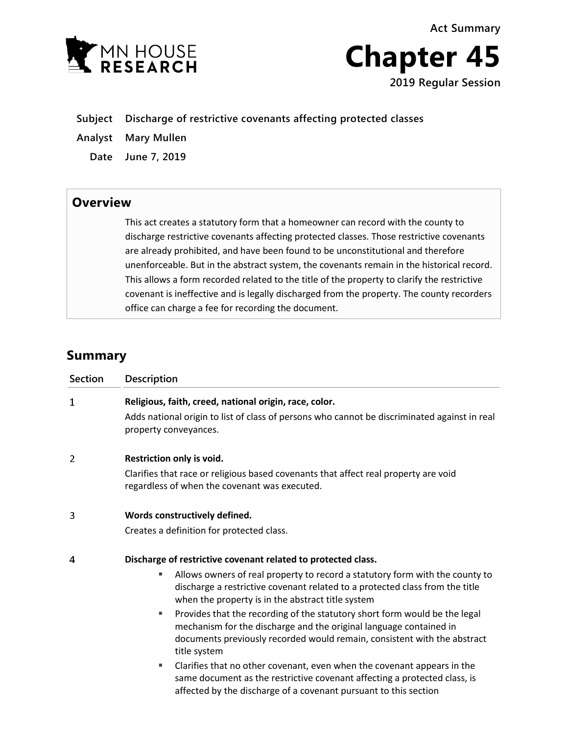Act Summary

# Chapter 45

**2019 Regular Session**

**Subject** Discharge of restrictive covenants affecting protected classes

**Analyst** Mary Mullen

**Date** June 7, 2019

## Overview

This act creates a statutory form that a homeowner can record with the county to discharge restrictive covenants affecting protected classes. Those restrictive covenants are already prohibited, and have been found to be unconstitutional and therefore unenforceable. But in the abstract system, the covenants remain in the historical record. This allows a form recorded related to the title of the property to clarify the restrictive covenant is ineffective and is legally discharged from the property. The county recorders office can charge a fee for recording the document.

## Summary

| Section | Description |
|---|---|
| 1 | **Religious, faith, creed, national origin, race, color.**<br>Adds national origin to list of class of persons who cannot be discriminated against in real property conveyances. |
| 2 | **Restriction only is void.**<br>Clarifies that race or religious based covenants that affect real property are void regardless of when the covenant was executed. |
| 3 | **Words constructively defined.**<br>Creates a definition for protected class. |
| 4 | **Discharge of restrictive covenant related to protected class.**<br>▪ Allows owners of real property to record a statutory form with the county to discharge a restrictive covenant related to a protected class from the title when the property is in the abstract title system<br>▪ Provides that the recording of the statutory short form would be the legal mechanism for the discharge and the original language contained in documents previously recorded would remain, consistent with the abstract title system<br>▪ Clarifies that no other covenant, even when the covenant appears in the same document as the restrictive covenant affecting a protected class, is affected by the discharge of a covenant pursuant to this section |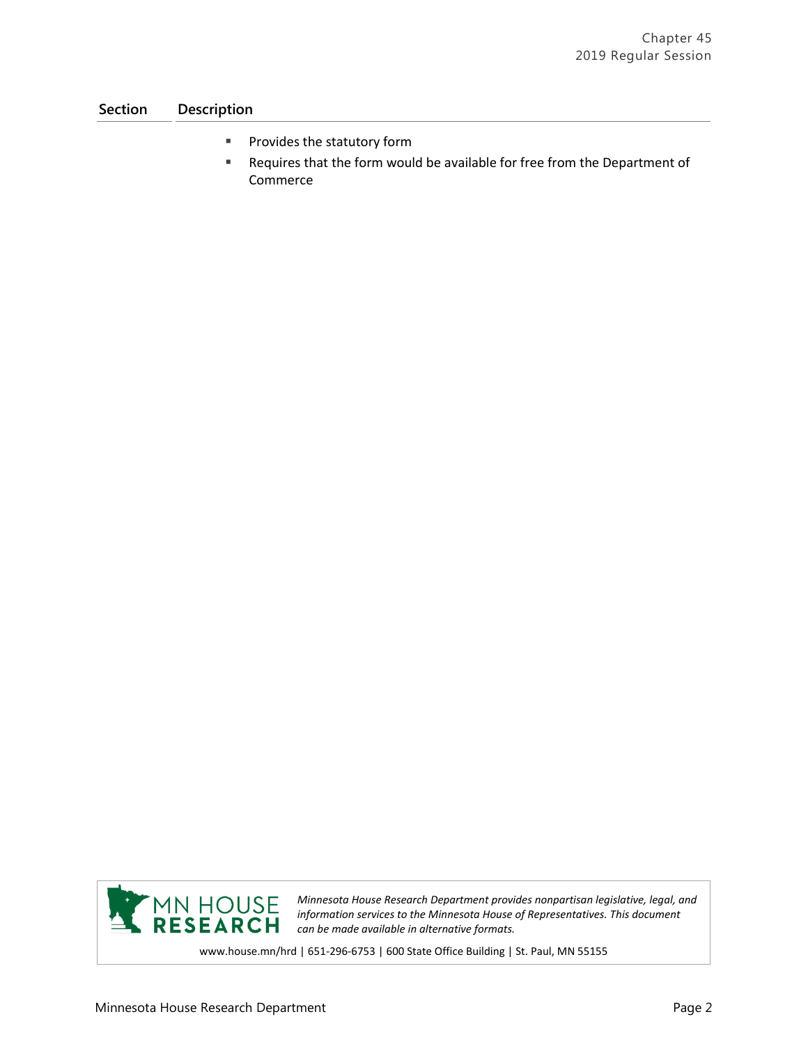| Section | Description |
|---|---|
| | - Provides the statutory form<br>- Requires that the form would be available for free from the Department of Commerce |

MN HOUSE RESEARCH

*Minnesota House Research Department provides nonpartisan legislative, legal, and information services to the Minnesota House of Representatives. This document can be made available in alternative formats.*

www.house.mn/hrd | 651-296-6753 | 600 State Office Building | St. Paul, MN 55155